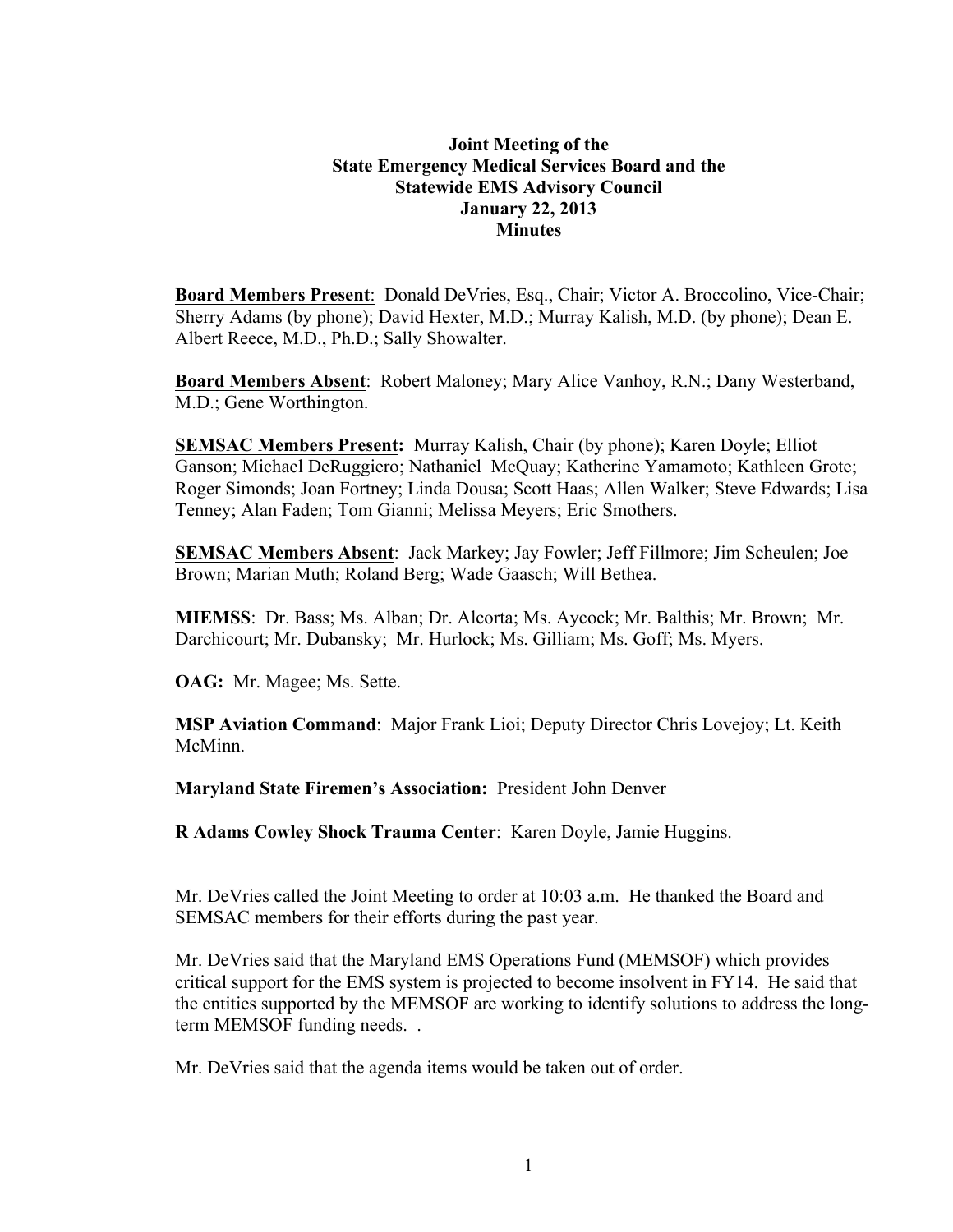**Joint Meeting of the**
**State Emergency Medical Services Board and the**
**Statewide EMS Advisory Council**
**January 22, 2013**
**Minutes**

**Board Members Present**: Donald DeVries, Esq., Chair; Victor A. Broccolino, Vice-Chair; Sherry Adams (by phone); David Hexter, M.D.; Murray Kalish, M.D. (by phone); Dean E. Albert Reece, M.D., Ph.D.; Sally Showalter.

**Board Members Absent**: Robert Maloney; Mary Alice Vanhoy, R.N.; Dany Westerband, M.D.; Gene Worthington.

**SEMSAC Members Present:** Murray Kalish, Chair (by phone); Karen Doyle; Elliot Ganson; Michael DeRuggiero; Nathaniel McQuay; Katherine Yamamoto; Kathleen Grote; Roger Simonds; Joan Fortney; Linda Dousa; Scott Haas; Allen Walker; Steve Edwards; Lisa Tenney; Alan Faden; Tom Gianni; Melissa Meyers; Eric Smothers.

**SEMSAC Members Absent**: Jack Markey; Jay Fowler; Jeff Fillmore; Jim Scheulen; Joe Brown; Marian Muth; Roland Berg; Wade Gaasch; Will Bethea.

**MIEMSS**: Dr. Bass; Ms. Alban; Dr. Alcorta; Ms. Aycock; Mr. Balthis; Mr. Brown; Mr. Darchicourt; Mr. Dubansky; Mr. Hurlock; Ms. Gilliam; Ms. Goff; Ms. Myers.

**OAG:** Mr. Magee; Ms. Sette.

**MSP Aviation Command**: Major Frank Lioi; Deputy Director Chris Lovejoy; Lt. Keith McMinn.

**Maryland State Firemen's Association:** President John Denver

**R Adams Cowley Shock Trauma Center**: Karen Doyle, Jamie Huggins.

Mr. DeVries called the Joint Meeting to order at 10:03 a.m. He thanked the Board and SEMSAC members for their efforts during the past year.

Mr. DeVries said that the Maryland EMS Operations Fund (MEMSOF) which provides critical support for the EMS system is projected to become insolvent in FY14. He said that the entities supported by the MEMSOF are working to identify solutions to address the long-term MEMSOF funding needs. .

Mr. DeVries said that the agenda items would be taken out of order.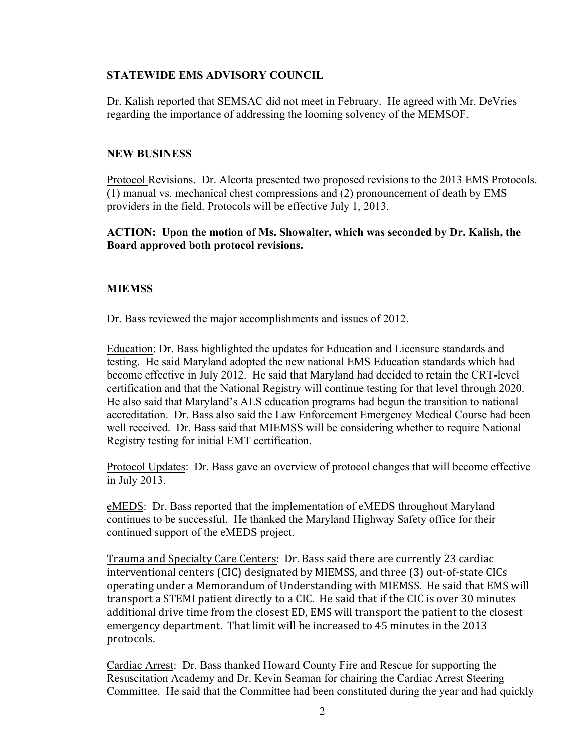**STATEWIDE EMS ADVISORY COUNCIL**

Dr. Kalish reported that SEMSAC did not meet in February. He agreed with Mr. DeVries regarding the importance of addressing the looming solvency of the MEMSOF.

**NEW BUSINESS**

Protocol Revisions. Dr. Alcorta presented two proposed revisions to the 2013 EMS Protocols. (1) manual vs. mechanical chest compressions and (2) pronouncement of death by EMS providers in the field. Protocols will be effective July 1, 2013.

**ACTION: Upon the motion of Ms. Showalter, which was seconded by Dr. Kalish, the Board approved both protocol revisions.**

**MIEMSS**

Dr. Bass reviewed the major accomplishments and issues of 2012.

Education: Dr. Bass highlighted the updates for Education and Licensure standards and testing. He said Maryland adopted the new national EMS Education standards which had become effective in July 2012. He said that Maryland had decided to retain the CRT-level certification and that the National Registry will continue testing for that level through 2020. He also said that Maryland's ALS education programs had begun the transition to national accreditation. Dr. Bass also said the Law Enforcement Emergency Medical Course had been well received. Dr. Bass said that MIEMSS will be considering whether to require National Registry testing for initial EMT certification.

Protocol Updates: Dr. Bass gave an overview of protocol changes that will become effective in July 2013.

eMEDS: Dr. Bass reported that the implementation of eMEDS throughout Maryland continues to be successful. He thanked the Maryland Highway Safety office for their continued support of the eMEDS project.

Trauma and Specialty Care Centers: Dr. Bass said there are currently 23 cardiac interventional centers (CIC) designated by MIEMSS, and three (3) out-of-state CICs operating under a Memorandum of Understanding with MIEMSS. He said that EMS will transport a STEMI patient directly to a CIC. He said that if the CIC is over 30 minutes additional drive time from the closest ED, EMS will transport the patient to the closest emergency department. That limit will be increased to 45 minutes in the 2013 protocols.

Cardiac Arrest: Dr. Bass thanked Howard County Fire and Rescue for supporting the Resuscitation Academy and Dr. Kevin Seaman for chairing the Cardiac Arrest Steering Committee. He said that the Committee had been constituted during the year and had quickly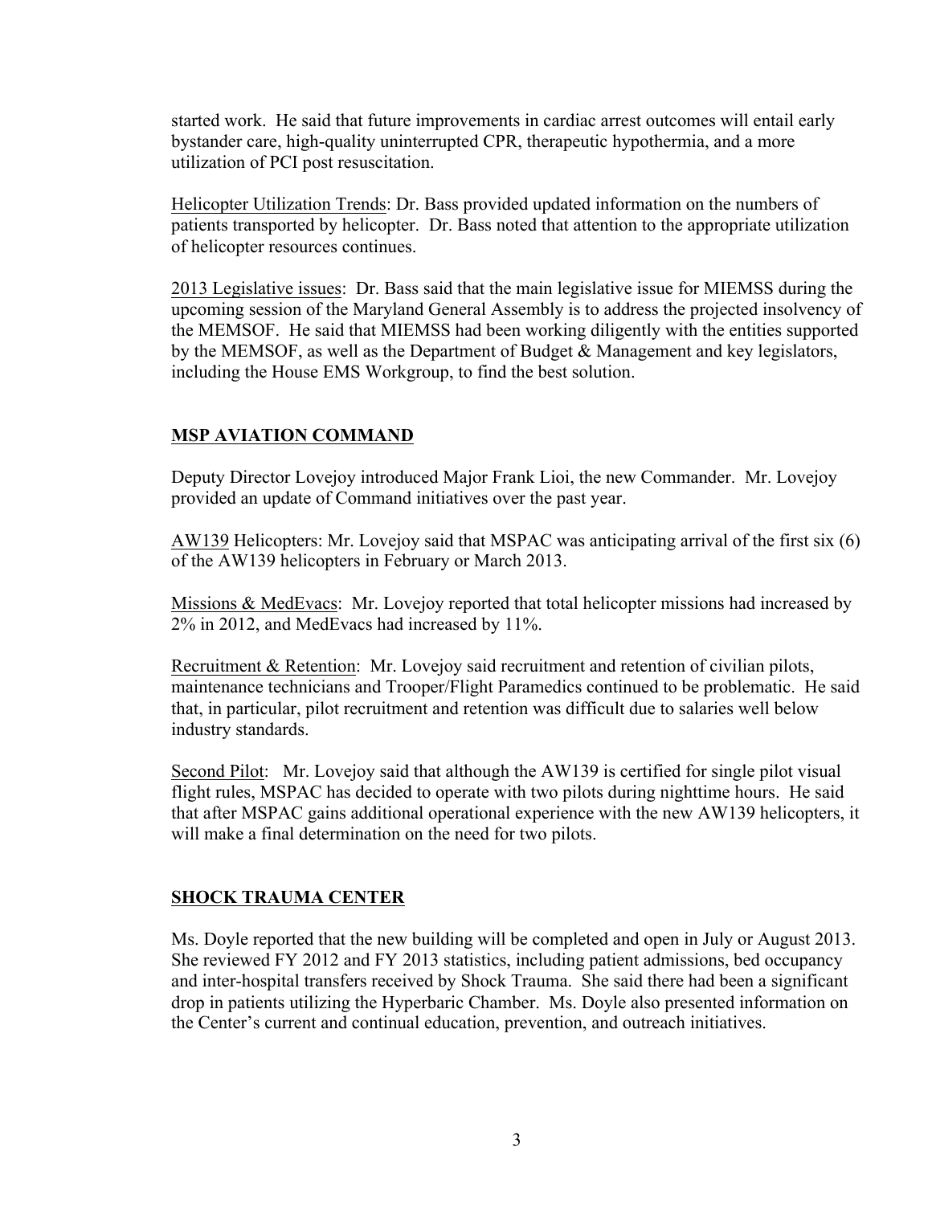started work. He said that future improvements in cardiac arrest outcomes will entail early bystander care, high-quality uninterrupted CPR, therapeutic hypothermia, and a more utilization of PCI post resuscitation.

Helicopter Utilization Trends: Dr. Bass provided updated information on the numbers of patients transported by helicopter. Dr. Bass noted that attention to the appropriate utilization of helicopter resources continues.

2013 Legislative issues: Dr. Bass said that the main legislative issue for MIEMSS during the upcoming session of the Maryland General Assembly is to address the projected insolvency of the MEMSOF. He said that MIEMSS had been working diligently with the entities supported by the MEMSOF, as well as the Department of Budget & Management and key legislators, including the House EMS Workgroup, to find the best solution.

## MSP AVIATION COMMAND

Deputy Director Lovejoy introduced Major Frank Lioi, the new Commander. Mr. Lovejoy provided an update of Command initiatives over the past year.

AW139 Helicopters: Mr. Lovejoy said that MSPAC was anticipating arrival of the first six (6) of the AW139 helicopters in February or March 2013.

Missions & MedEvacs: Mr. Lovejoy reported that total helicopter missions had increased by 2% in 2012, and MedEvacs had increased by 11%.

Recruitment & Retention: Mr. Lovejoy said recruitment and retention of civilian pilots, maintenance technicians and Trooper/Flight Paramedics continued to be problematic. He said that, in particular, pilot recruitment and retention was difficult due to salaries well below industry standards.

Second Pilot: Mr. Lovejoy said that although the AW139 is certified for single pilot visual flight rules, MSPAC has decided to operate with two pilots during nighttime hours. He said that after MSPAC gains additional operational experience with the new AW139 helicopters, it will make a final determination on the need for two pilots.

## SHOCK TRAUMA CENTER

Ms. Doyle reported that the new building will be completed and open in July or August 2013. She reviewed FY 2012 and FY 2013 statistics, including patient admissions, bed occupancy and inter-hospital transfers received by Shock Trauma. She said there had been a significant drop in patients utilizing the Hyperbaric Chamber. Ms. Doyle also presented information on the Center's current and continual education, prevention, and outreach initiatives.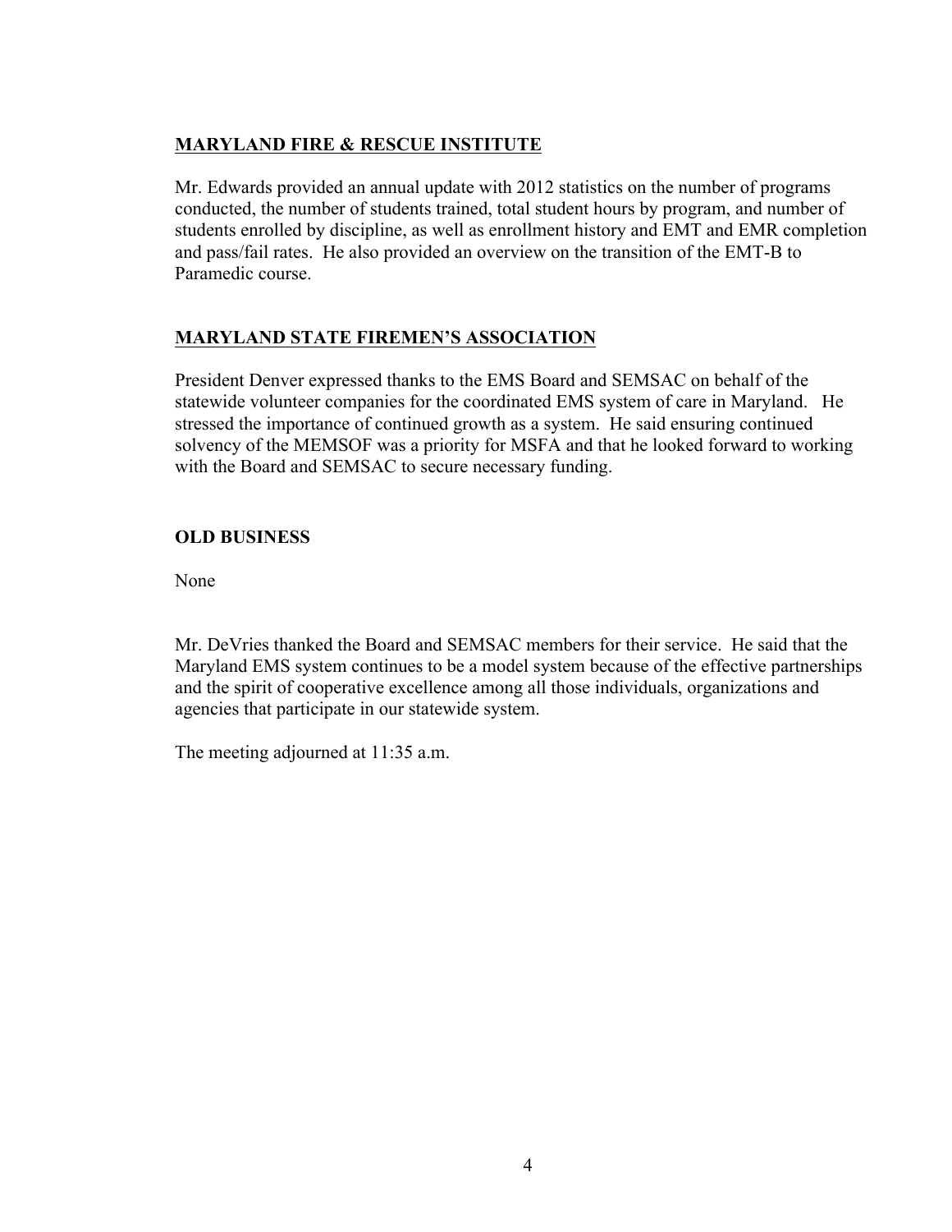## MARYLAND FIRE & RESCUE INSTITUTE

Mr. Edwards provided an annual update with 2012 statistics on the number of programs conducted, the number of students trained, total student hours by program, and number of students enrolled by discipline, as well as enrollment history and EMT and EMR completion and pass/fail rates. He also provided an overview on the transition of the EMT-B to Paramedic course.

## MARYLAND STATE FIREMEN'S ASSOCIATION

President Denver expressed thanks to the EMS Board and SEMSAC on behalf of the statewide volunteer companies for the coordinated EMS system of care in Maryland. He stressed the importance of continued growth as a system. He said ensuring continued solvency of the MEMSOF was a priority for MSFA and that he looked forward to working with the Board and SEMSAC to secure necessary funding.

## OLD BUSINESS

None

Mr. DeVries thanked the Board and SEMSAC members for their service. He said that the Maryland EMS system continues to be a model system because of the effective partnerships and the spirit of cooperative excellence among all those individuals, organizations and agencies that participate in our statewide system.

The meeting adjourned at 11:35 a.m.